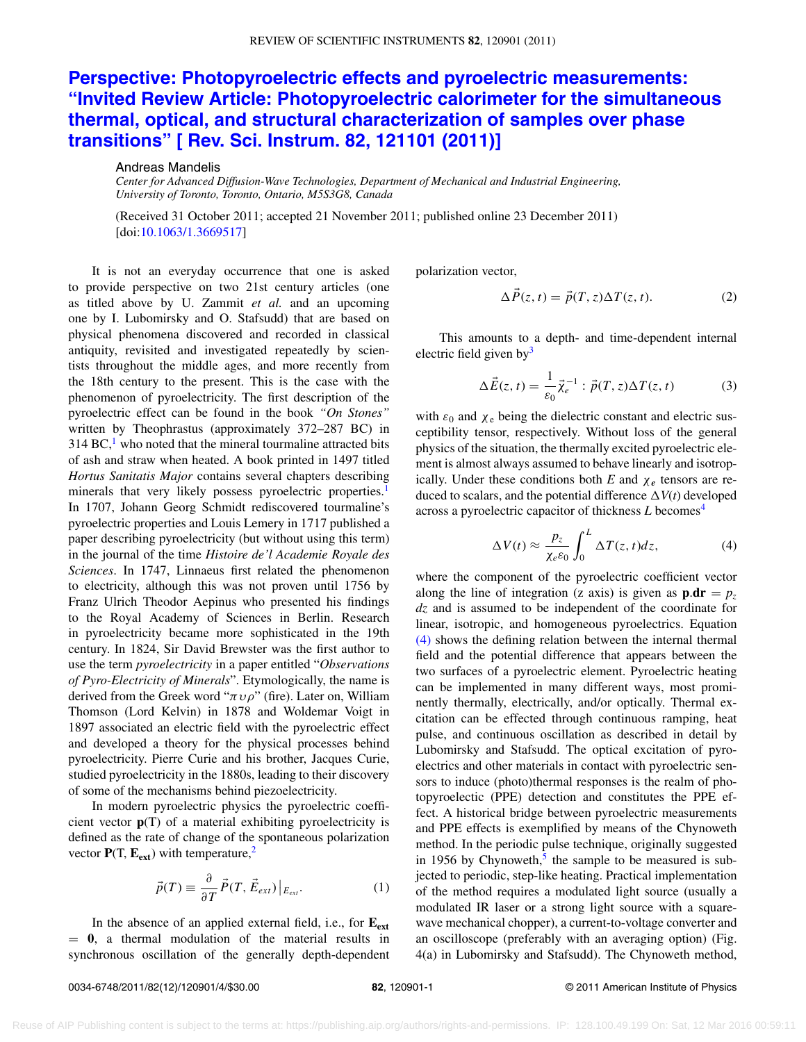# Perspective: Photopyroelectric effects and pyroelectric measurements: "Invited Review Article: Photopyroelectric calorimeter for the simultaneous thermal, optical, and structural characterization of samples over phase transitions" [ Rev. Sci. Instrum. 82, 121101 (2011)]

Andreas Mandelis

*Center for Advanced Diffusion-Wave Technologies, Department of Mechanical and Industrial Engineering, University of Toronto, Toronto, Ontario, M5S3G8, Canada*

(Received 31 October 2011; accepted 21 November 2011; published online 23 December 2011)
[doi:10.1063/1.3669517]

It is not an everyday occurrence that one is asked to provide perspective on two 21st century articles (one as titled above by U. Zammit *et al.* and an upcoming one by I. Lubomirsky and O. Stafsudd) that are based on physical phenomena discovered and recorded in classical antiquity, revisited and investigated repeatedly by scientists throughout the middle ages, and more recently from the 18th century to the present. This is the case with the phenomenon of pyroelectricity. The first description of the pyroelectric effect can be found in the book *"On Stones"* written by Theophrastus (approximately 372–287 BC) in 314 BC,[1] who noted that the mineral tourmaline attracted bits of ash and straw when heated. A book printed in 1497 titled *Hortus Sanitatis Major* contains several chapters describing minerals that very likely possess pyroelectric properties.[1] In 1707, Johann Georg Schmidt rediscovered tourmaline's pyroelectric properties and Louis Lemery in 1717 published a paper describing pyroelectricity (but without using this term) in the journal of the time *Histoire de'l Academie Royale des Sciences*. In 1747, Linnaeus first related the phenomenon to electricity, although this was not proven until 1756 by Franz Ulrich Theodor Aepinus who presented his findings to the Royal Academy of Sciences in Berlin. Research in pyroelectricity became more sophisticated in the 19th century. In 1824, Sir David Brewster was the first author to use the term *pyroelectricity* in a paper entitled "*Observations of Pyro-Electricity of Minerals*". Etymologically, the name is derived from the Greek word "πυρ" (fire). Later on, William Thomson (Lord Kelvin) in 1878 and Woldemar Voigt in 1897 associated an electric field with the pyroelectric effect and developed a theory for the physical processes behind pyroelectricity. Pierre Curie and his brother, Jacques Curie, studied pyroelectricity in the 1880s, leading to their discovery of some of the mechanisms behind piezoelectricity.

In modern pyroelectric physics the pyroelectric coefficient vector **p**(T) of a material exhibiting pyroelectricity is defined as the rate of change of the spontaneous polarization vector **P**(T, $\mathbf{E_{ext}}$) with temperature,[2]

$$\vec{p}(T) \equiv \frac{\partial}{\partial T}\vec{P}(T,\vec{E}_{ext})\big|_{E_{ext}}. \tag{1}$$

In the absence of an applied external field, i.e., for $\mathbf{E_{ext}} = \mathbf{0}$, a thermal modulation of the material results in synchronous oscillation of the generally depth-dependent polarization vector,

$$\Delta\vec{P}(z,t) = \vec{p}(T,z)\Delta T(z,t). \tag{2}$$

This amounts to a depth- and time-dependent internal electric field given by[3]

$$\Delta\vec{E}(z,t) = \frac{1}{\varepsilon_0}\vec{\chi}_e^{-1} : \vec{p}(T,z)\Delta T(z,t) \tag{3}$$

with $\varepsilon_0$ and $\chi_e$ being the dielectric constant and electric susceptibility tensor, respectively. Without loss of the general physics of the situation, the thermally excited pyroelectric element is almost always assumed to behave linearly and isotropically. Under these conditions both $E$ and $\chi_e$ tensors are reduced to scalars, and the potential difference $\Delta V(t)$ developed across a pyroelectric capacitor of thickness $L$ becomes[4]

$$\Delta V(t) \approx \frac{p_z}{\chi_e\varepsilon_0}\int_0^L \Delta T(z,t)dz, \tag{4}$$

where the component of the pyroelectric coefficient vector along the line of integration (z axis) is given as $\mathbf{p}.\mathbf{dr} = p_z\, dz$ and is assumed to be independent of the coordinate for linear, isotropic, and homogeneous pyroelectrics. Equation (4) shows the defining relation between the internal thermal field and the potential difference that appears between the two surfaces of a pyroelectric element. Pyroelectric heating can be implemented in many different ways, most prominently thermally, electrically, and/or optically. Thermal excitation can be effected through continuous ramping, heat pulse, and continuous oscillation as described in detail by Lubomirsky and Stafsudd. The optical excitation of pyroelectrics and other materials in contact with pyroelectric sensors to induce (photo)thermal responses is the realm of photopyroelectric (PPE) detection and constitutes the PPE effect. A historical bridge between pyroelectric measurements and PPE effects is exemplified by means of the Chynoweth method. In the periodic pulse technique, originally suggested in 1956 by Chynoweth,[5] the sample to be measured is subjected to periodic, step-like heating. Practical implementation of the method requires a modulated light source (usually a modulated IR laser or a strong light source with a square-wave mechanical chopper), a current-to-voltage converter and an oscilloscope (preferably with an averaging option) (Fig. 4(a) in Lubomirsky and Stafsudd). The Chynoweth method,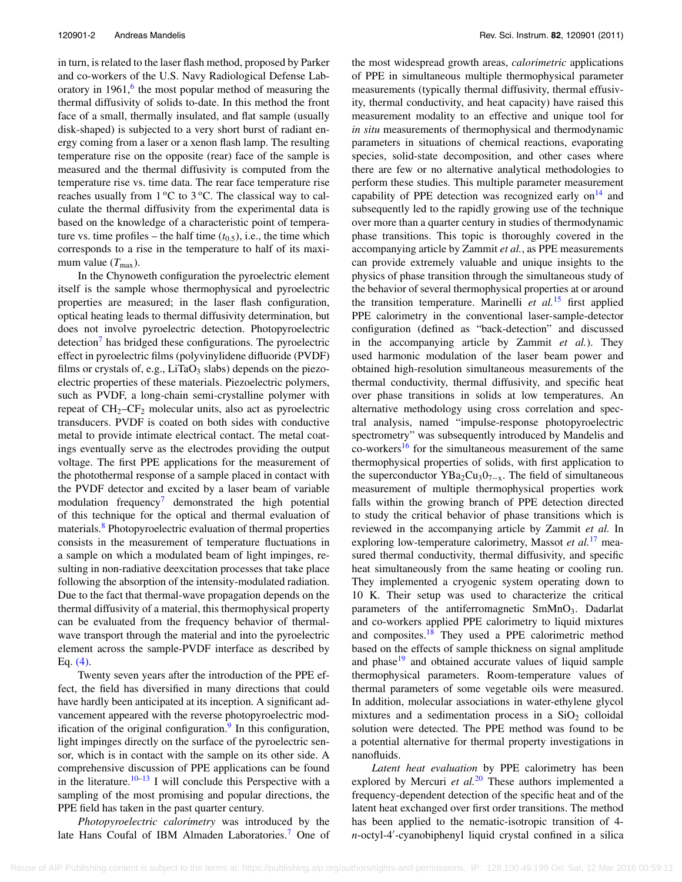in turn, is related to the laser flash method, proposed by Parker and co-workers of the U.S. Navy Radiological Defense Laboratory in 1961,[6] the most popular method of measuring the thermal diffusivity of solids to-date. In this method the front face of a small, thermally insulated, and flat sample (usually disk-shaped) is subjected to a very short burst of radiant energy coming from a laser or a xenon flash lamp. The resulting temperature rise on the opposite (rear) face of the sample is measured and the thermal diffusivity is computed from the temperature rise vs. time data. The rear face temperature rise reaches usually from 1 ºC to 3 ºC. The classical way to calculate the thermal diffusivity from the experimental data is based on the knowledge of a characteristic point of temperature vs. time profiles – the half time ($t_{0.5}$), i.e., the time which corresponds to a rise in the temperature to half of its maximum value ($T_{max}$).

In the Chynoweth configuration the pyroelectric element itself is the sample whose thermophysical and pyroelectric properties are measured; in the laser flash configuration, optical heating leads to thermal diffusivity determination, but does not involve pyroelectric detection. Photopyroelectric detection[7] has bridged these configurations. The pyroelectric effect in pyroelectric films (polyvinylidene difluoride (PVDF) films or crystals of, e.g., $LiTaO_3$ slabs) depends on the piezoelectric properties of these materials. Piezoelectric polymers, such as PVDF, a long-chain semi-crystalline polymer with repeat of $CH_2$–$CF_2$ molecular units, also act as pyroelectric transducers. PVDF is coated on both sides with conductive metal to provide intimate electrical contact. The metal coatings eventually serve as the electrodes providing the output voltage. The first PPE applications for the measurement of the photothermal response of a sample placed in contact with the PVDF detector and excited by a laser beam of variable modulation frequency[7] demonstrated the high potential of this technique for the optical and thermal evaluation of materials.[8] Photopyroelectric evaluation of thermal properties consists in the measurement of temperature fluctuations in a sample on which a modulated beam of light impinges, resulting in non-radiative deexcitation processes that take place following the absorption of the intensity-modulated radiation. Due to the fact that thermal-wave propagation depends on the thermal diffusivity of a material, this thermophysical property can be evaluated from the frequency behavior of thermal-wave transport through the material and into the pyroelectric element across the sample-PVDF interface as described by Eq. (4).

Twenty seven years after the introduction of the PPE effect, the field has diversified in many directions that could have hardly been anticipated at its inception. A significant advancement appeared with the reverse photopyroelectric modification of the original configuration.[9] In this configuration, light impinges directly on the surface of the pyroelectric sensor, which is in contact with the sample on its other side. A comprehensive discussion of PPE applications can be found in the literature.[10–13] I will conclude this Perspective with a sampling of the most promising and popular directions, the PPE field has taken in the past quarter century.

*Photopyroelectric calorimetry* was introduced by the late Hans Coufal of IBM Almaden Laboratories.[7] One of the most widespread growth areas, *calorimetric* applications of PPE in simultaneous multiple thermophysical parameter measurements (typically thermal diffusivity, thermal effusivity, thermal conductivity, and heat capacity) have raised this measurement modality to an effective and unique tool for *in situ* measurements of thermophysical and thermodynamic parameters in situations of chemical reactions, evaporating species, solid-state decomposition, and other cases where there are few or no alternative analytical methodologies to perform these studies. This multiple parameter measurement capability of PPE detection was recognized early on[14] and subsequently led to the rapidly growing use of the technique over more than a quarter century in studies of thermodynamic phase transitions. This topic is thoroughly covered in the accompanying article by Zammit *et al.*, as PPE measurements can provide extremely valuable and unique insights to the physics of phase transition through the simultaneous study of the behavior of several thermophysical properties at or around the transition temperature. Marinelli *et al.*[15] first applied PPE calorimetry in the conventional laser-sample-detector configuration (defined as "back-detection" and discussed in the accompanying article by Zammit *et al.*). They used harmonic modulation of the laser beam power and obtained high-resolution simultaneous measurements of the thermal conductivity, thermal diffusivity, and specific heat over phase transitions in solids at low temperatures. An alternative methodology using cross correlation and spectral analysis, named "impulse-response photopyroelectric spectrometry" was subsequently introduced by Mandelis and co-workers[16] for the simultaneous measurement of the same thermophysical properties of solids, with first application to the superconductor $YBa_2Cu_30_{7-x}$. The field of simultaneous measurement of multiple thermophysical properties work falls within the growing branch of PPE detection directed to study the critical behavior of phase transitions which is reviewed in the accompanying article by Zammit *et al.* In exploring low-temperature calorimetry, Massot *et al.*[17] measured thermal conductivity, thermal diffusivity, and specific heat simultaneously from the same heating or cooling run. They implemented a cryogenic system operating down to 10 K. Their setup was used to characterize the critical parameters of the antiferromagnetic $SmMnO_3$. Dadarlat and co-workers applied PPE calorimetry to liquid mixtures and composites.[18] They used a PPE calorimetric method based on the effects of sample thickness on signal amplitude and phase[19] and obtained accurate values of liquid sample thermophysical parameters. Room-temperature values of thermal parameters of some vegetable oils were measured. In addition, molecular associations in water-ethylene glycol mixtures and a sedimentation process in a $SiO_2$ colloidal solution were detected. The PPE method was found to be a potential alternative for thermal property investigations in nanofluids.

*Latent heat evaluation* by PPE calorimetry has been explored by Mercuri *et al.*[20] These authors implemented a frequency-dependent detection of the specific heat and of the latent heat exchanged over first order transitions. The method has been applied to the nematic-isotropic transition of 4-*n*-octyl-4′-cyanobiphenyl liquid crystal confined in a silica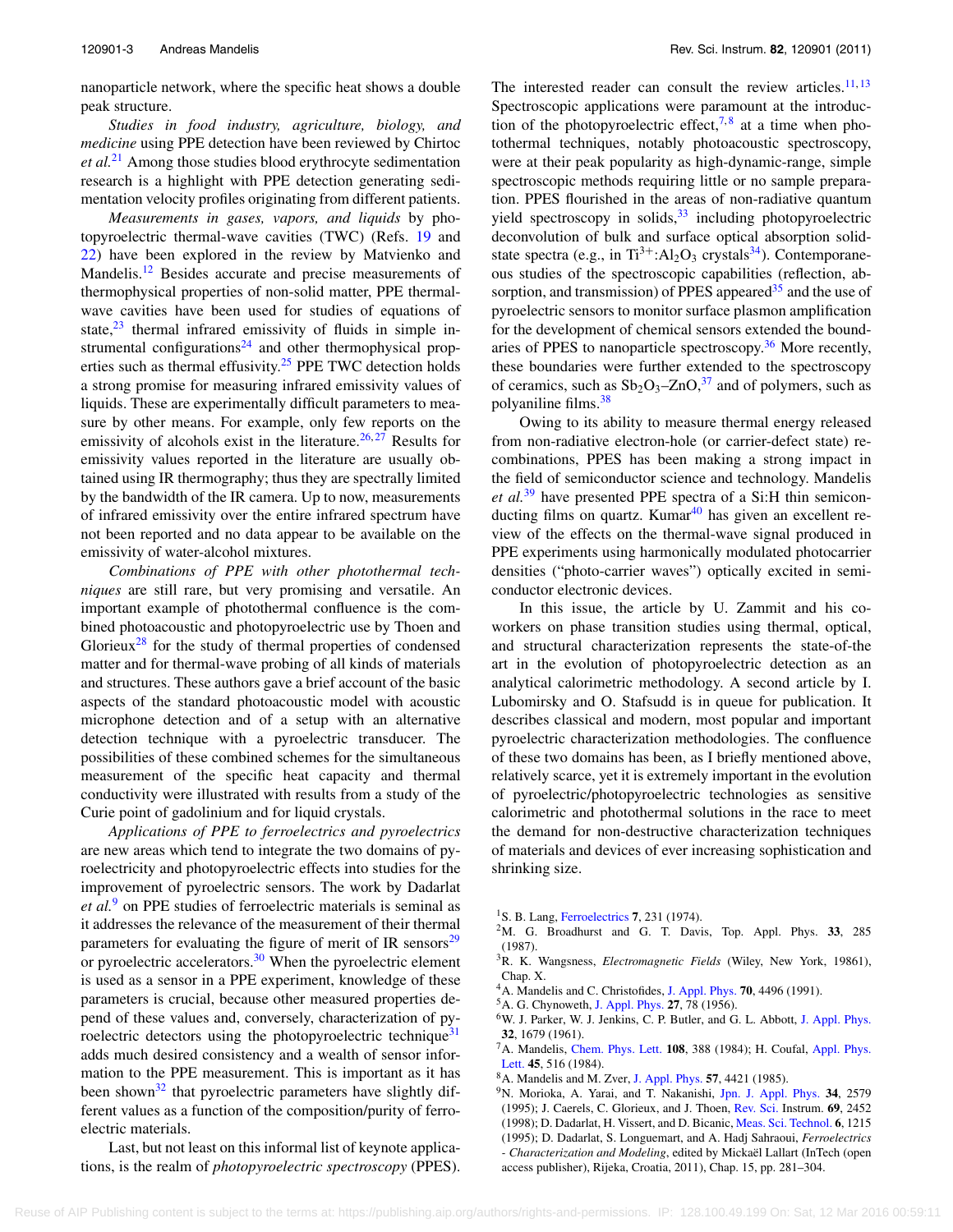nanoparticle network, where the specific heat shows a double peak structure.

*Studies in food industry, agriculture, biology, and medicine* using PPE detection have been reviewed by Chirtoc *et al.*[21] Among those studies blood erythrocyte sedimentation research is a highlight with PPE detection generating sedimentation velocity profiles originating from different patients.

*Measurements in gases, vapors, and liquids* by photopyroelectric thermal-wave cavities (TWC) (Refs. 19 and 22) have been explored in the review by Matvienko and Mandelis.[12] Besides accurate and precise measurements of thermophysical properties of non-solid matter, PPE thermal-wave cavities have been used for studies of equations of state,[23] thermal infrared emissivity of fluids in simple instrumental configurations[24] and other thermophysical properties such as thermal effusivity.[25] PPE TWC detection holds a strong promise for measuring infrared emissivity values of liquids. These are experimentally difficult parameters to measure by other means. For example, only few reports on the emissivity of alcohols exist in the literature.[26,27] Results for emissivity values reported in the literature are usually obtained using IR thermography; thus they are spectrally limited by the bandwidth of the IR camera. Up to now, measurements of infrared emissivity over the entire infrared spectrum have not been reported and no data appear to be available on the emissivity of water-alcohol mixtures.

*Combinations of PPE with other photothermal techniques* are still rare, but very promising and versatile. An important example of photothermal confluence is the combined photoacoustic and photopyroelectric use by Thoen and Glorieux[28] for the study of thermal properties of condensed matter and for thermal-wave probing of all kinds of materials and structures. These authors gave a brief account of the basic aspects of the standard photoacoustic model with acoustic microphone detection and of a setup with an alternative detection technique with a pyroelectric transducer. The possibilities of these combined schemes for the simultaneous measurement of the specific heat capacity and thermal conductivity were illustrated with results from a study of the Curie point of gadolinium and for liquid crystals.

*Applications of PPE to ferroelectrics and pyroelectrics* are new areas which tend to integrate the two domains of pyroelectricity and photopyroelectric effects into studies for the improvement of pyroelectric sensors. The work by Dadarlat *et al.*[9] on PPE studies of ferroelectric materials is seminal as it addresses the relevance of the measurement of their thermal parameters for evaluating the figure of merit of IR sensors[29] or pyroelectric accelerators.[30] When the pyroelectric element is used as a sensor in a PPE experiment, knowledge of these parameters is crucial, because other measured properties depend of these values and, conversely, characterization of pyroelectric detectors using the photopyroelectric technique[31] adds much desired consistency and a wealth of sensor information to the PPE measurement. This is important as it has been shown[32] that pyroelectric parameters have slightly different values as a function of the composition/purity of ferroelectric materials.

Last, but not least on this informal list of keynote applications, is the realm of *photopyroelectric spectroscopy* (PPES). The interested reader can consult the review articles.[11,13] Spectroscopic applications were paramount at the introduction of the photopyroelectric effect,[7,8] at a time when photothermal techniques, notably photoacoustic spectroscopy, were at their peak popularity as high-dynamic-range, simple spectroscopic methods requiring little or no sample preparation. PPES flourished in the areas of non-radiative quantum yield spectroscopy in solids,[33] including photopyroelectric deconvolution of bulk and surface optical absorption solid-state spectra (e.g., in $Ti^{3+}$:$Al_2O_3$ crystals[34]). Contemporaneous studies of the spectroscopic capabilities (reflection, absorption, and transmission) of PPES appeared[35] and the use of pyroelectric sensors to monitor surface plasmon amplification for the development of chemical sensors extended the boundaries of PPES to nanoparticle spectroscopy.[36] More recently, these boundaries were further extended to the spectroscopy of ceramics, such as $Sb_2O_3$–ZnO,[37] and of polymers, such as polyaniline films.[38]

Owing to its ability to measure thermal energy released from non-radiative electron-hole (or carrier-defect state) recombinations, PPES has been making a strong impact in the field of semiconductor science and technology. Mandelis *et al.*[39] have presented PPE spectra of a Si:H thin semiconducting films on quartz. Kumar[40] has given an excellent review of the effects on the thermal-wave signal produced in PPE experiments using harmonically modulated photocarrier densities ("photo-carrier waves") optically excited in semiconductor electronic devices.

In this issue, the article by U. Zammit and his coworkers on phase transition studies using thermal, optical, and structural characterization represents the state-of-the art in the evolution of photopyroelectric detection as an analytical calorimetric methodology. A second article by I. Lubomirsky and O. Stafsudd is in queue for publication. It describes classical and modern, most popular and important pyroelectric characterization methodologies. The confluence of these two domains has been, as I briefly mentioned above, relatively scarce, yet it is extremely important in the evolution of pyroelectric/photopyroelectric technologies as sensitive calorimetric and photothermal solutions in the race to meet the demand for non-destructive characterization techniques of materials and devices of ever increasing sophistication and shrinking size.

[1] S. B. Lang, Ferroelectrics **7**, 231 (1974).

[2] M. G. Broadhurst and G. T. Davis, Top. Appl. Phys. **33**, 285 (1987).

[3] R. K. Wangsness, *Electromagnetic Fields* (Wiley, New York, 19861), Chap. X.

[4] A. Mandelis and C. Christofides, J. Appl. Phys. **70**, 4496 (1991).

[5] A. G. Chynoweth, J. Appl. Phys. **27**, 78 (1956).

[6] W. J. Parker, W. J. Jenkins, C. P. Butler, and G. L. Abbott, J. Appl. Phys. **32**, 1679 (1961).

[7] A. Mandelis, Chem. Phys. Lett. **108**, 388 (1984); H. Coufal, Appl. Phys. Lett. **45**, 516 (1984).

[8] A. Mandelis and M. Zver, J. Appl. Phys. **57**, 4421 (1985).

[9] N. Morioka, A. Yarai, and T. Nakanishi, Jpn. J. Appl. Phys. **34**, 2579 (1995); J. Caerels, C. Glorieux, and J. Thoen, Rev. Sci. Instrum. **69**, 2452 (1998); D. Dadarlat, H. Vissert, and D. Bicanic, Meas. Sci. Technol. **6**, 1215 (1995); D. Dadarlat, S. Longuemart, and A. Hadj Sahraoui, *Ferroelectrics - Characterization and Modeling*, edited by Mickaël Lallart (InTech (open access publisher), Rijeka, Croatia, 2011), Chap. 15, pp. 281–304.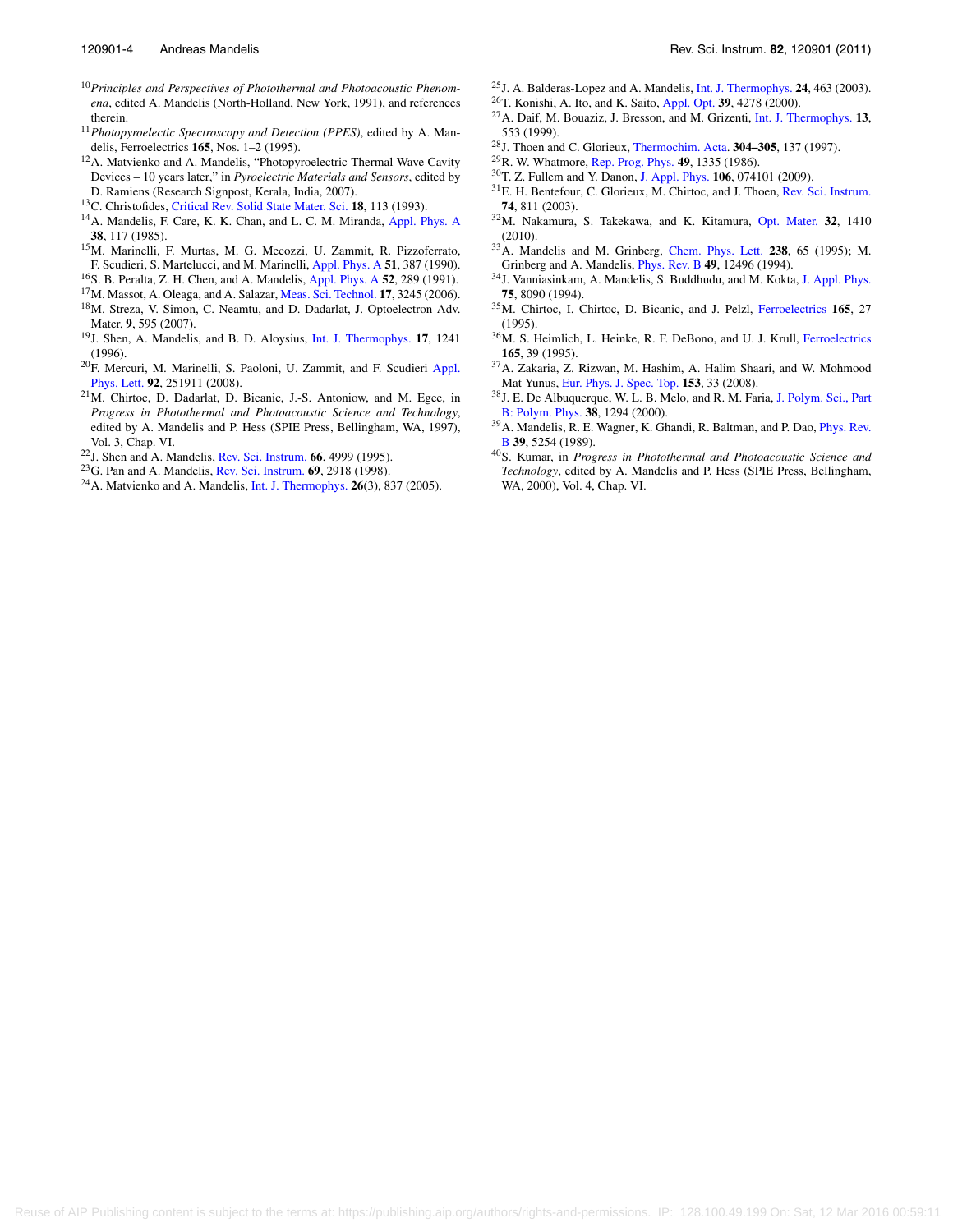[10] *Principles and Perspectives of Photothermal and Photoacoustic Phenomena*, edited A. Mandelis (North-Holland, New York, 1991), and references therein.

[11] *Photopyroelectic Spectroscopy and Detection (PPES)*, edited by A. Mandelis, Ferroelectrics **165**, Nos. 1–2 (1995).

[12] A. Matvienko and A. Mandelis, "Photopyroelectric Thermal Wave Cavity Devices – 10 years later," in *Pyroelectric Materials and Sensors*, edited by D. Ramiens (Research Signpost, Kerala, India, 2007).

[13] C. Christofides, Critical Rev. Solid State Mater. Sci. **18**, 113 (1993).

[14] A. Mandelis, F. Care, K. K. Chan, and L. C. M. Miranda, Appl. Phys. A **38**, 117 (1985).

[15] M. Marinelli, F. Murtas, M. G. Mecozzi, U. Zammit, R. Pizzoferrato, F. Scudieri, S. Martelucci, and M. Marinelli, Appl. Phys. A **51**, 387 (1990).

[16] S. B. Peralta, Z. H. Chen, and A. Mandelis, Appl. Phys. A **52**, 289 (1991).

[17] M. Massot, A. Oleaga, and A. Salazar, Meas. Sci. Technol. **17**, 3245 (2006).

[18] M. Streza, V. Simon, C. Neamtu, and D. Dadarlat, J. Optoelectron Adv. Mater. **9**, 595 (2007).

[19] J. Shen, A. Mandelis, and B. D. Aloysius, Int. J. Thermophys. **17**, 1241 (1996).

[20] F. Mercuri, M. Marinelli, S. Paoloni, U. Zammit, and F. Scudieri Appl. Phys. Lett. **92**, 251911 (2008).

[21] M. Chirtoc, D. Dadarlat, D. Bicanic, J.-S. Antoniow, and M. Egee, in *Progress in Photothermal and Photoacoustic Science and Technology*, edited by A. Mandelis and P. Hess (SPIE Press, Bellingham, WA, 1997), Vol. 3, Chap. VI.

[22] J. Shen and A. Mandelis, Rev. Sci. Instrum. **66**, 4999 (1995).

[23] G. Pan and A. Mandelis, Rev. Sci. Instrum. **69**, 2918 (1998).

[24] A. Matvienko and A. Mandelis, Int. J. Thermophys. **26**(3), 837 (2005).

[25] J. A. Balderas-Lopez and A. Mandelis, Int. J. Thermophys. **24**, 463 (2003).

[26] T. Konishi, A. Ito, and K. Saito, Appl. Opt. **39**, 4278 (2000).

[27] A. Daif, M. Bouaziz, J. Bresson, and M. Grizenti, Int. J. Thermophys. **13**, 553 (1999).

[28] J. Thoen and C. Glorieux, Thermochim. Acta. **304–305**, 137 (1997).

[29] R. W. Whatmore, Rep. Prog. Phys. **49**, 1335 (1986).

[30] T. Z. Fullem and Y. Danon, J. Appl. Phys. **106**, 074101 (2009).

[31] E. H. Bentefour, C. Glorieux, M. Chirtoc, and J. Thoen, Rev. Sci. Instrum. **74**, 811 (2003).

[32] M. Nakamura, S. Takekawa, and K. Kitamura, Opt. Mater. **32**, 1410 (2010).

[33] A. Mandelis and M. Grinberg, Chem. Phys. Lett. **238**, 65 (1995); M. Grinberg and A. Mandelis, Phys. Rev. B **49**, 12496 (1994).

[34] J. Vanniasinkam, A. Mandelis, S. Buddhudu, and M. Kokta, J. Appl. Phys. **75**, 8090 (1994).

[35] M. Chirtoc, I. Chirtoc, D. Bicanic, and J. Pelzl, Ferroelectrics **165**, 27 (1995).

[36] M. S. Heimlich, L. Heinke, R. F. DeBono, and U. J. Krull, Ferroelectrics **165**, 39 (1995).

[37] A. Zakaria, Z. Rizwan, M. Hashim, A. Halim Shaari, and W. Mohmood Mat Yunus, Eur. Phys. J. Spec. Top. **153**, 33 (2008).

[38] J. E. De Albuquerque, W. L. B. Melo, and R. M. Faria, J. Polym. Sci., Part B: Polym. Phys. **38**, 1294 (2000).

[39] A. Mandelis, R. E. Wagner, K. Ghandi, R. Baltman, and P. Dao, Phys. Rev. B **39**, 5254 (1989).

[40] S. Kumar, in *Progress in Photothermal and Photoacoustic Science and Technology*, edited by A. Mandelis and P. Hess (SPIE Press, Bellingham, WA, 2000), Vol. 4, Chap. VI.